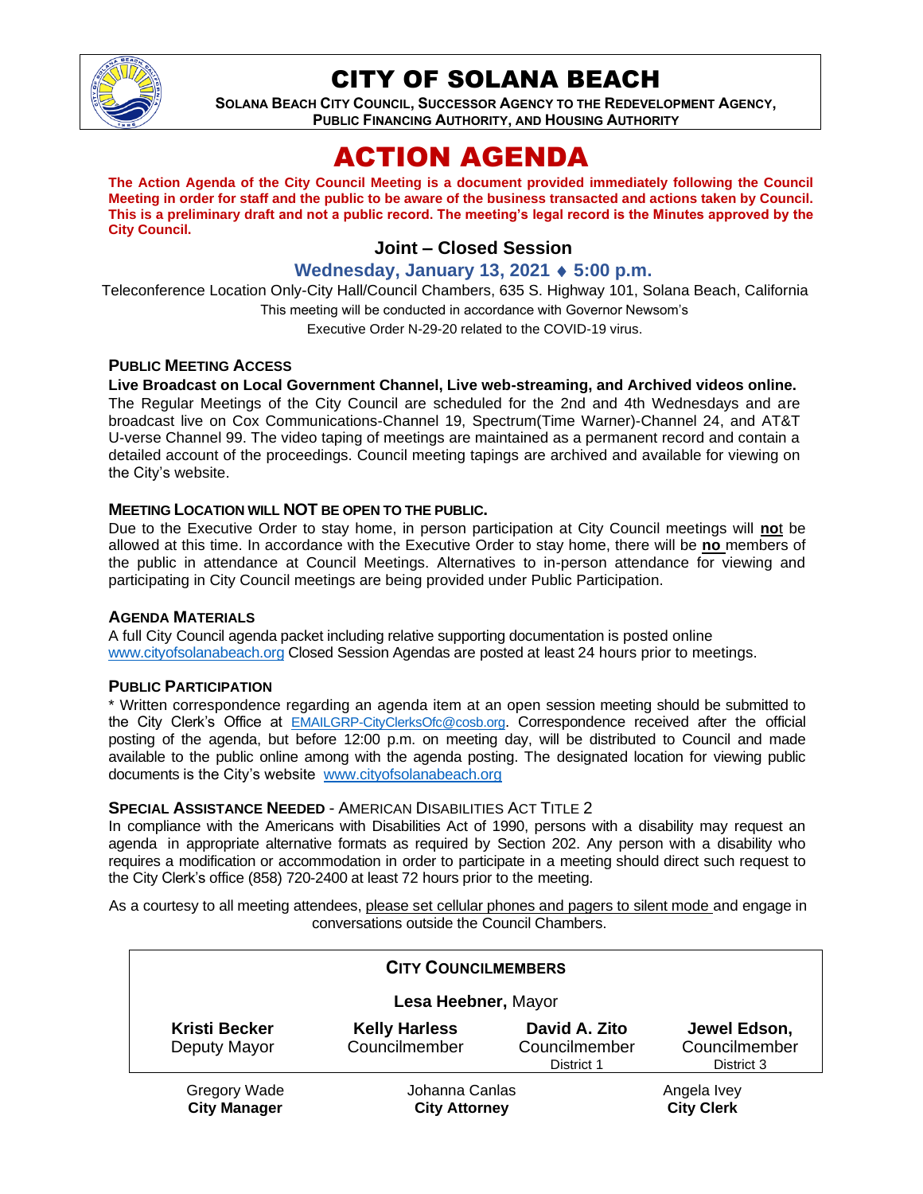# CITY OF SOLANA BEACH

**SOLANA BEACH CITY COUNCIL, SUCCESSOR AGENCY TO THE REDEVELOPMENT AGENCY, PUBLIC FINANCING AUTHORITY, AND HOUSING AUTHORITY**

# ACTION AGENDA

**The Action Agenda of the City Council Meeting is a document provided immediately following the Council Meeting in order for staff and the public to be aware of the business transacted and actions taken by Council. This is a preliminary draft and not a public record. The meeting's legal record is the Minutes approved by the City Council.**

## Joint – Closed Session

### Wednesday, January 13, 2021 ♦ 5:00 p.m.

Teleconference Location Only-City Hall/Council Chambers, 635 S. Highway 101, Solana Beach, California

This meeting will be conducted in accordance with Governor Newsom's Executive Order N-29-20 related to the COVID-19 virus.

### PUBLIC MEETING ACCESS

**Live Broadcast on Local Government Channel, Live web-streaming, and Archived videos online.**
The Regular Meetings of the City Council are scheduled for the 2nd and 4th Wednesdays and are broadcast live on Cox Communications-Channel 19, Spectrum(Time Warner)-Channel 24, and AT&T U-verse Channel 99. The video taping of meetings are maintained as a permanent record and contain a detailed account of the proceedings. Council meeting tapings are archived and available for viewing on the City's website.

### MEETING LOCATION WILL NOT BE OPEN TO THE PUBLIC.

Due to the Executive Order to stay home, in person participation at City Council meetings will **not** be allowed at this time. In accordance with the Executive Order to stay home, there will be **no** members of the public in attendance at Council Meetings. Alternatives to in-person attendance for viewing and participating in City Council meetings are being provided under Public Participation.

### AGENDA MATERIALS

A full City Council agenda packet including relative supporting documentation is posted online www.cityofsolanabeach.org Closed Session Agendas are posted at least 24 hours prior to meetings.

### PUBLIC PARTICIPATION

* Written correspondence regarding an agenda item at an open session meeting should be submitted to the City Clerk's Office at EMAILGRP-CityClerksOfc@cosb.org. Correspondence received after the official posting of the agenda, but before 12:00 p.m. on meeting day, will be distributed to Council and made available to the public online among with the agenda posting. The designated location for viewing public documents is the City's website www.cityofsolanabeach.org

### SPECIAL ASSISTANCE NEEDED - AMERICAN DISABILITIES ACT TITLE 2

In compliance with the Americans with Disabilities Act of 1990, persons with a disability may request an agenda in appropriate alternative formats as required by Section 202. Any person with a disability who requires a modification or accommodation in order to participate in a meeting should direct such request to the City Clerk's office (858) 720-2400 at least 72 hours prior to the meeting.

As a courtesy to all meeting attendees, please set cellular phones and pagers to silent mode and engage in conversations outside the Council Chambers.

**CITY COUNCILMEMBERS**

**Lesa Heebner,** Mayor

| **Kristi Becker** | **Kelly Harless** | **David A. Zito** | **Jewel Edson,** |
|---|---|---|---|
| Deputy Mayor | Councilmember | Councilmember<br>District 1 | Councilmember<br>District 3 |

| Gregory Wade | Johanna Canlas | Angela Ivey |
|---|---|---|
| **City Manager** | **City Attorney** | **City Clerk** |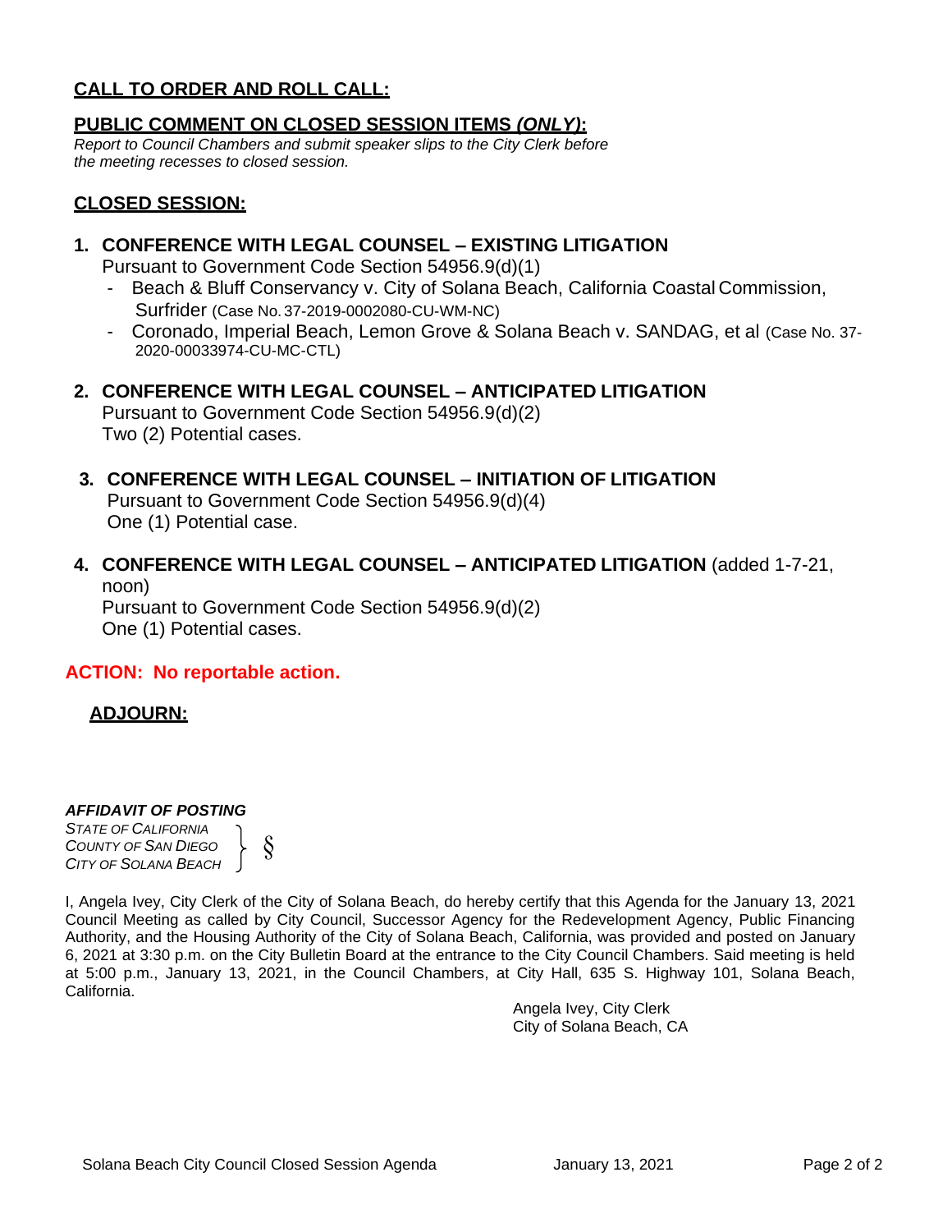## CALL TO ORDER AND ROLL CALL:

## PUBLIC COMMENT ON CLOSED SESSION ITEMS *(ONLY)*:

*Report to Council Chambers and submit speaker slips to the City Clerk before the meeting recesses to closed session.*

## CLOSED SESSION:

**1. CONFERENCE WITH LEGAL COUNSEL – EXISTING LITIGATION**
Pursuant to Government Code Section 54956.9(d)(1)

- Beach & Bluff Conservancy v. City of Solana Beach, California Coastal Commission, Surfrider (Case No. 37-2019-0002080-CU-WM-NC)
- Coronado, Imperial Beach, Lemon Grove & Solana Beach v. SANDAG, et al (Case No. 37-2020-00033974-CU-MC-CTL)

**2. CONFERENCE WITH LEGAL COUNSEL – ANTICIPATED LITIGATION**
Pursuant to Government Code Section 54956.9(d)(2)
Two (2) Potential cases.

**3. CONFERENCE WITH LEGAL COUNSEL – INITIATION OF LITIGATION**
Pursuant to Government Code Section 54956.9(d)(4)
One (1) Potential case.

**4. CONFERENCE WITH LEGAL COUNSEL – ANTICIPATED LITIGATION** (added 1-7-21, noon)
Pursuant to Government Code Section 54956.9(d)(2)
One (1) Potential cases.

**ACTION: No reportable action.**

## ADJOURN:

***AFFIDAVIT OF POSTING***

*STATE OF CALIFORNIA*
*COUNTY OF SAN DIEGO* §
*CITY OF SOLANA BEACH*

I, Angela Ivey, City Clerk of the City of Solana Beach, do hereby certify that this Agenda for the January 13, 2021 Council Meeting as called by City Council, Successor Agency for the Redevelopment Agency, Public Financing Authority, and the Housing Authority of the City of Solana Beach, California, was provided and posted on January 6, 2021 at 3:30 p.m. on the City Bulletin Board at the entrance to the City Council Chambers. Said meeting is held at 5:00 p.m., January 13, 2021, in the Council Chambers, at City Hall, 635 S. Highway 101, Solana Beach, California.

Angela Ivey, City Clerk
City of Solana Beach, CA